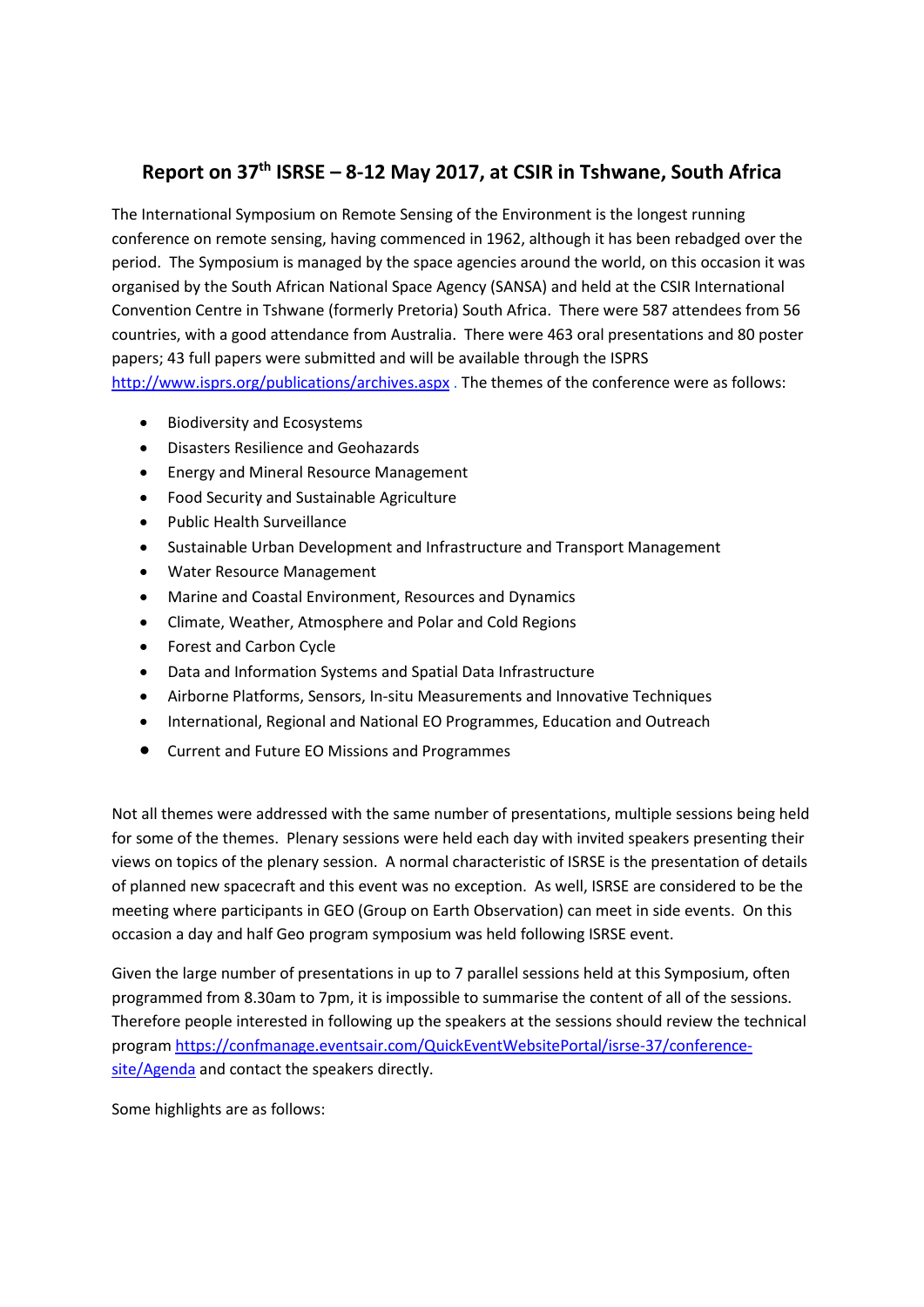# Report on 37th ISRSE – 8-12 May 2017, at CSIR in Tshwane, South Africa

The International Symposium on Remote Sensing of the Environment is the longest running conference on remote sensing, having commenced in 1962, although it has been rebadged over the period. The Symposium is managed by the space agencies around the world, on this occasion it was organised by the South African National Space Agency (SANSA) and held at the CSIR International Convention Centre in Tshwane (formerly Pretoria) South Africa. There were 587 attendees from 56 countries, with a good attendance from Australia. There were 463 oral presentations and 80 poster papers; 43 full papers were submitted and will be available through the ISPRS http://www.isprs.org/publications/archives.aspx . The themes of the conference were as follows:

- Biodiversity and Ecosystems
- Disasters Resilience and Geohazards
- Energy and Mineral Resource Management
- Food Security and Sustainable Agriculture
- Public Health Surveillance
- Sustainable Urban Development and Infrastructure and Transport Management
- Water Resource Management
- Marine and Coastal Environment, Resources and Dynamics
- Climate, Weather, Atmosphere and Polar and Cold Regions
- Forest and Carbon Cycle
- Data and Information Systems and Spatial Data Infrastructure
- Airborne Platforms, Sensors, In-situ Measurements and Innovative Techniques
- International, Regional and National EO Programmes, Education and Outreach
- Current and Future EO Missions and Programmes

Not all themes were addressed with the same number of presentations, multiple sessions being held for some of the themes. Plenary sessions were held each day with invited speakers presenting their views on topics of the plenary session. A normal characteristic of ISRSE is the presentation of details of planned new spacecraft and this event was no exception. As well, ISRSE are considered to be the meeting where participants in GEO (Group on Earth Observation) can meet in side events. On this occasion a day and half Geo program symposium was held following ISRSE event.

Given the large number of presentations in up to 7 parallel sessions held at this Symposium, often programmed from 8.30am to 7pm, it is impossible to summarise the content of all of the sessions. Therefore people interested in following up the speakers at the sessions should review the technical program https://confmanage.eventsair.com/QuickEventWebsitePortal/isrse-37/conference-site/Agenda and contact the speakers directly.

Some highlights are as follows: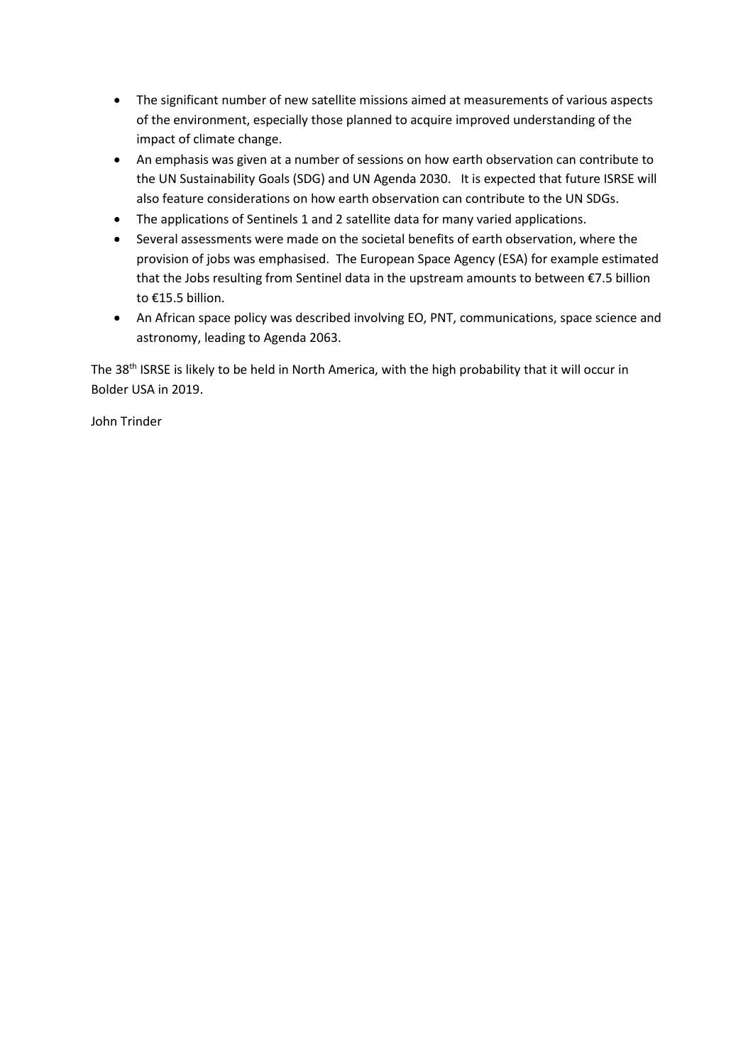- The significant number of new satellite missions aimed at measurements of various aspects of the environment, especially those planned to acquire improved understanding of the impact of climate change.
- An emphasis was given at a number of sessions on how earth observation can contribute to the UN Sustainability Goals (SDG) and UN Agenda 2030. It is expected that future ISRSE will also feature considerations on how earth observation can contribute to the UN SDGs.
- The applications of Sentinels 1 and 2 satellite data for many varied applications.
- Several assessments were made on the societal benefits of earth observation, where the provision of jobs was emphasised. The European Space Agency (ESA) for example estimated that the Jobs resulting from Sentinel data in the upstream amounts to between €7.5 billion to €15.5 billion.
- An African space policy was described involving EO, PNT, communications, space science and astronomy, leading to Agenda 2063.

The 38th ISRSE is likely to be held in North America, with the high probability that it will occur in Bolder USA in 2019.

John Trinder